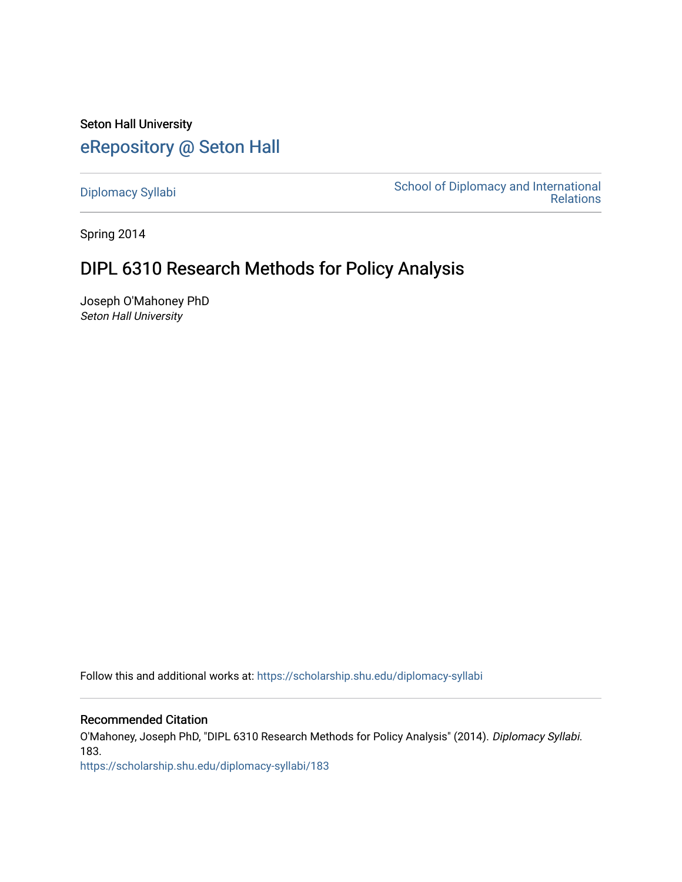Seton Hall University

# eRepository @ Seton Hall

Diplomacy Syllabi

School of Diplomacy and International Relations

Spring 2014

## DIPL 6310 Research Methods for Policy Analysis

Joseph O'Mahoney PhD
*Seton Hall University*

Follow this and additional works at: https://scholarship.shu.edu/diplomacy-syllabi

### Recommended Citation

O'Mahoney, Joseph PhD, "DIPL 6310 Research Methods for Policy Analysis" (2014). *Diplomacy Syllabi*. 183.
https://scholarship.shu.edu/diplomacy-syllabi/183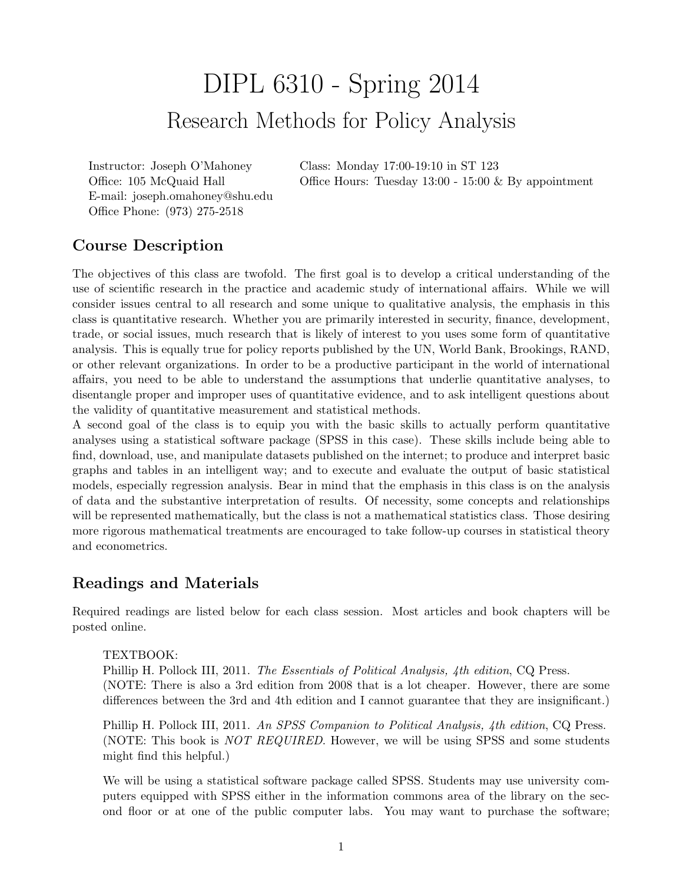# DIPL 6310 - Spring 2014

## Research Methods for Policy Analysis

Instructor: Joseph O'Mahoney
Office: 105 McQuaid Hall
E-mail: joseph.omahoney@shu.edu
Office Phone: (973) 275-2518

Class: Monday 17:00-19:10 in ST 123
Office Hours: Tuesday 13:00 - 15:00 & By appointment

### Course Description

The objectives of this class are twofold. The first goal is to develop a critical understanding of the use of scientific research in the practice and academic study of international affairs. While we will consider issues central to all research and some unique to qualitative analysis, the emphasis in this class is quantitative research. Whether you are primarily interested in security, finance, development, trade, or social issues, much research that is likely of interest to you uses some form of quantitative analysis. This is equally true for policy reports published by the UN, World Bank, Brookings, RAND, or other relevant organizations. In order to be a productive participant in the world of international affairs, you need to be able to understand the assumptions that underlie quantitative analyses, to disentangle proper and improper uses of quantitative evidence, and to ask intelligent questions about the validity of quantitative measurement and statistical methods.

A second goal of the class is to equip you with the basic skills to actually perform quantitative analyses using a statistical software package (SPSS in this case). These skills include being able to find, download, use, and manipulate datasets published on the internet; to produce and interpret basic graphs and tables in an intelligent way; and to execute and evaluate the output of basic statistical models, especially regression analysis. Bear in mind that the emphasis in this class is on the analysis of data and the substantive interpretation of results. Of necessity, some concepts and relationships will be represented mathematically, but the class is not a mathematical statistics class. Those desiring more rigorous mathematical treatments are encouraged to take follow-up courses in statistical theory and econometrics.

### Readings and Materials

Required readings are listed below for each class session. Most articles and book chapters will be posted online.

TEXTBOOK:
Phillip H. Pollock III, 2011. *The Essentials of Political Analysis, 4th edition*, CQ Press.
(NOTE: There is also a 3rd edition from 2008 that is a lot cheaper. However, there are some differences between the 3rd and 4th edition and I cannot guarantee that they are insignificant.)

Phillip H. Pollock III, 2011. *An SPSS Companion to Political Analysis, 4th edition*, CQ Press.
(NOTE: This book is *NOT REQUIRED*. However, we will be using SPSS and some students might find this helpful.)

We will be using a statistical software package called SPSS. Students may use university computers equipped with SPSS either in the information commons area of the library on the second floor or at one of the public computer labs. You may want to purchase the software;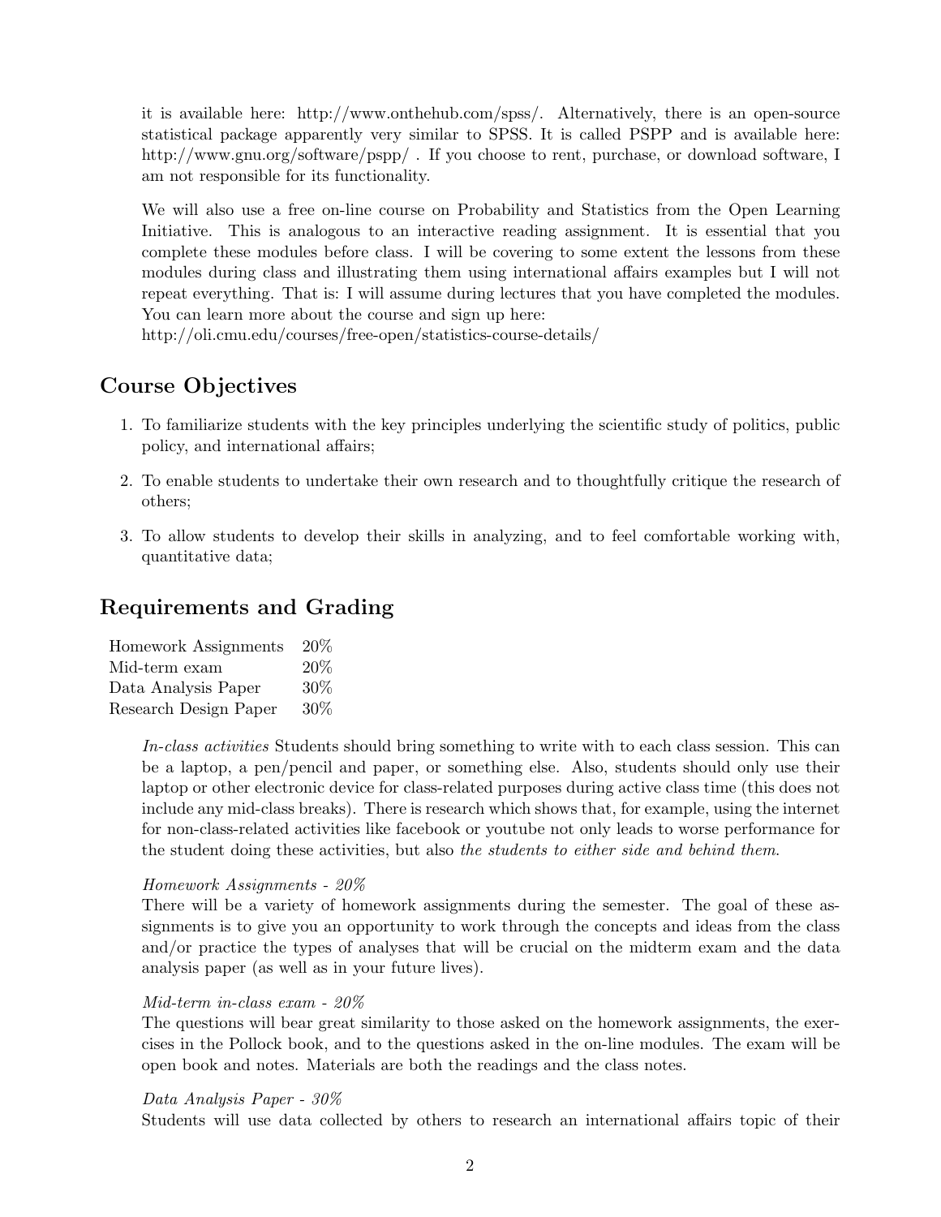it is available here: http://www.onthehub.com/spss/. Alternatively, there is an open-source statistical package apparently very similar to SPSS. It is called PSPP and is available here: http://www.gnu.org/software/pspp/ . If you choose to rent, purchase, or download software, I am not responsible for its functionality.

We will also use a free on-line course on Probability and Statistics from the Open Learning Initiative. This is analogous to an interactive reading assignment. It is essential that you complete these modules before class. I will be covering to some extent the lessons from these modules during class and illustrating them using international affairs examples but I will not repeat everything. That is: I will assume during lectures that you have completed the modules. You can learn more about the course and sign up here:
http://oli.cmu.edu/courses/free-open/statistics-course-details/

## Course Objectives

1. To familiarize students with the key principles underlying the scientific study of politics, public policy, and international affairs;
2. To enable students to undertake their own research and to thoughtfully critique the research of others;
3. To allow students to develop their skills in analyzing, and to feel comfortable working with, quantitative data;

## Requirements and Grading

| | |
|---|---|
| Homework Assignments | 20% |
| Mid-term exam | 20% |
| Data Analysis Paper | 30% |
| Research Design Paper | 30% |

*In-class activities* Students should bring something to write with to each class session. This can be a laptop, a pen/pencil and paper, or something else. Also, students should only use their laptop or other electronic device for class-related purposes during active class time (this does not include any mid-class breaks). There is research which shows that, for example, using the internet for non-class-related activities like facebook or youtube not only leads to worse performance for the student doing these activities, but also *the students to either side and behind them*.

*Homework Assignments - 20%*
There will be a variety of homework assignments during the semester. The goal of these assignments is to give you an opportunity to work through the concepts and ideas from the class and/or practice the types of analyses that will be crucial on the midterm exam and the data analysis paper (as well as in your future lives).

*Mid-term in-class exam - 20%*
The questions will bear great similarity to those asked on the homework assignments, the exercises in the Pollock book, and to the questions asked in the on-line modules. The exam will be open book and notes. Materials are both the readings and the class notes.

*Data Analysis Paper - 30%*
Students will use data collected by others to research an international affairs topic of their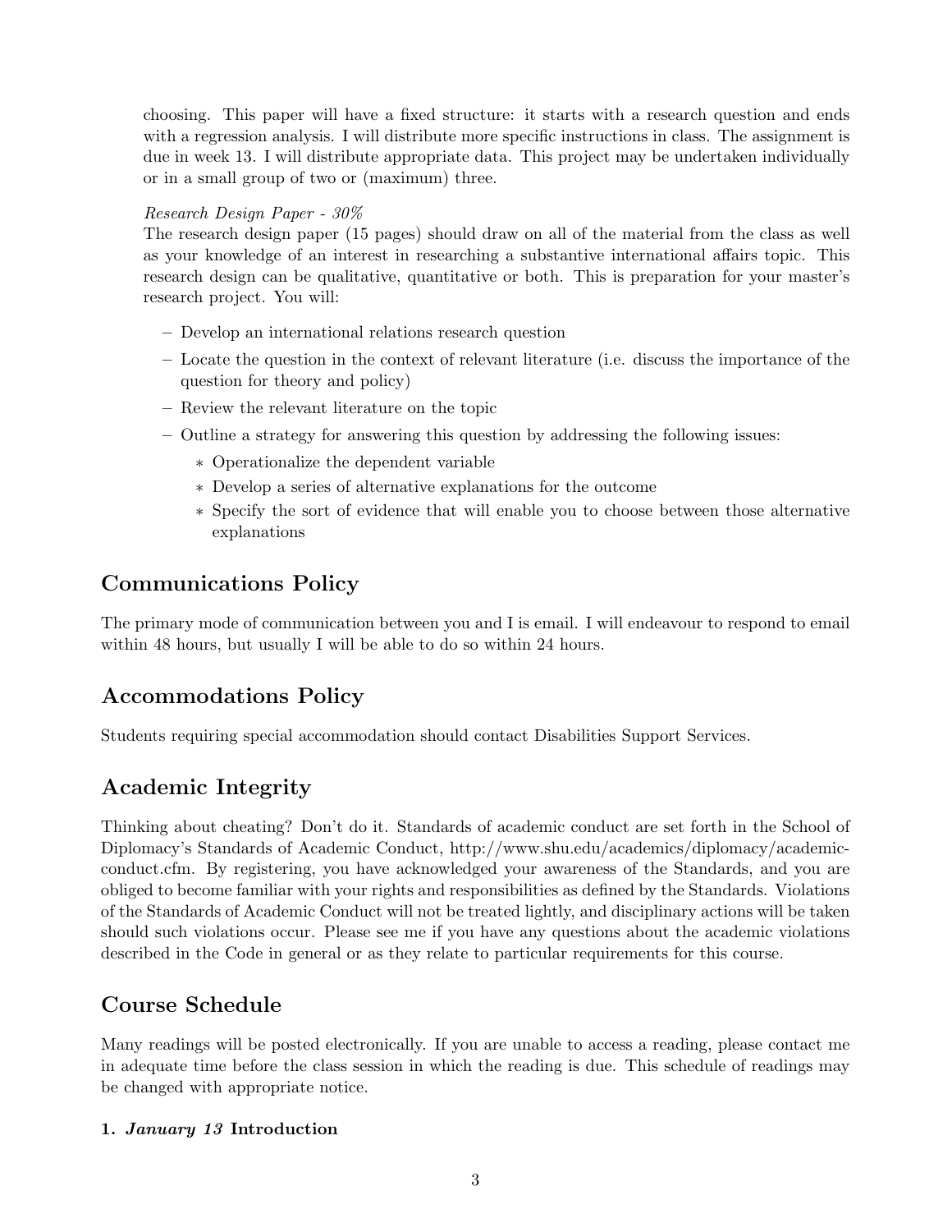choosing. This paper will have a fixed structure: it starts with a research question and ends with a regression analysis. I will distribute more specific instructions in class. The assignment is due in week 13. I will distribute appropriate data. This project may be undertaken individually or in a small group of two or (maximum) three.

*Research Design Paper - 30%*
The research design paper (15 pages) should draw on all of the material from the class as well as your knowledge of an interest in researching a substantive international affairs topic. This research design can be qualitative, quantitative or both. This is preparation for your master's research project. You will:

- Develop an international relations research question
- Locate the question in the context of relevant literature (i.e. discuss the importance of the question for theory and policy)
- Review the relevant literature on the topic
- Outline a strategy for answering this question by addressing the following issues:
  - Operationalize the dependent variable
  - Develop a series of alternative explanations for the outcome
  - Specify the sort of evidence that will enable you to choose between those alternative explanations

## Communications Policy

The primary mode of communication between you and I is email. I will endeavour to respond to email within 48 hours, but usually I will be able to do so within 24 hours.

## Accommodations Policy

Students requiring special accommodation should contact Disabilities Support Services.

## Academic Integrity

Thinking about cheating? Don't do it. Standards of academic conduct are set forth in the School of Diplomacy's Standards of Academic Conduct, http://www.shu.edu/academics/diplomacy/academic-conduct.cfm. By registering, you have acknowledged your awareness of the Standards, and you are obliged to become familiar with your rights and responsibilities as defined by the Standards. Violations of the Standards of Academic Conduct will not be treated lightly, and disciplinary actions will be taken should such violations occur. Please see me if you have any questions about the academic violations described in the Code in general or as they relate to particular requirements for this course.

## Course Schedule

Many readings will be posted electronically. If you are unable to access a reading, please contact me in adequate time before the class session in which the reading is due. This schedule of readings may be changed with appropriate notice.

**1. *January 13* Introduction**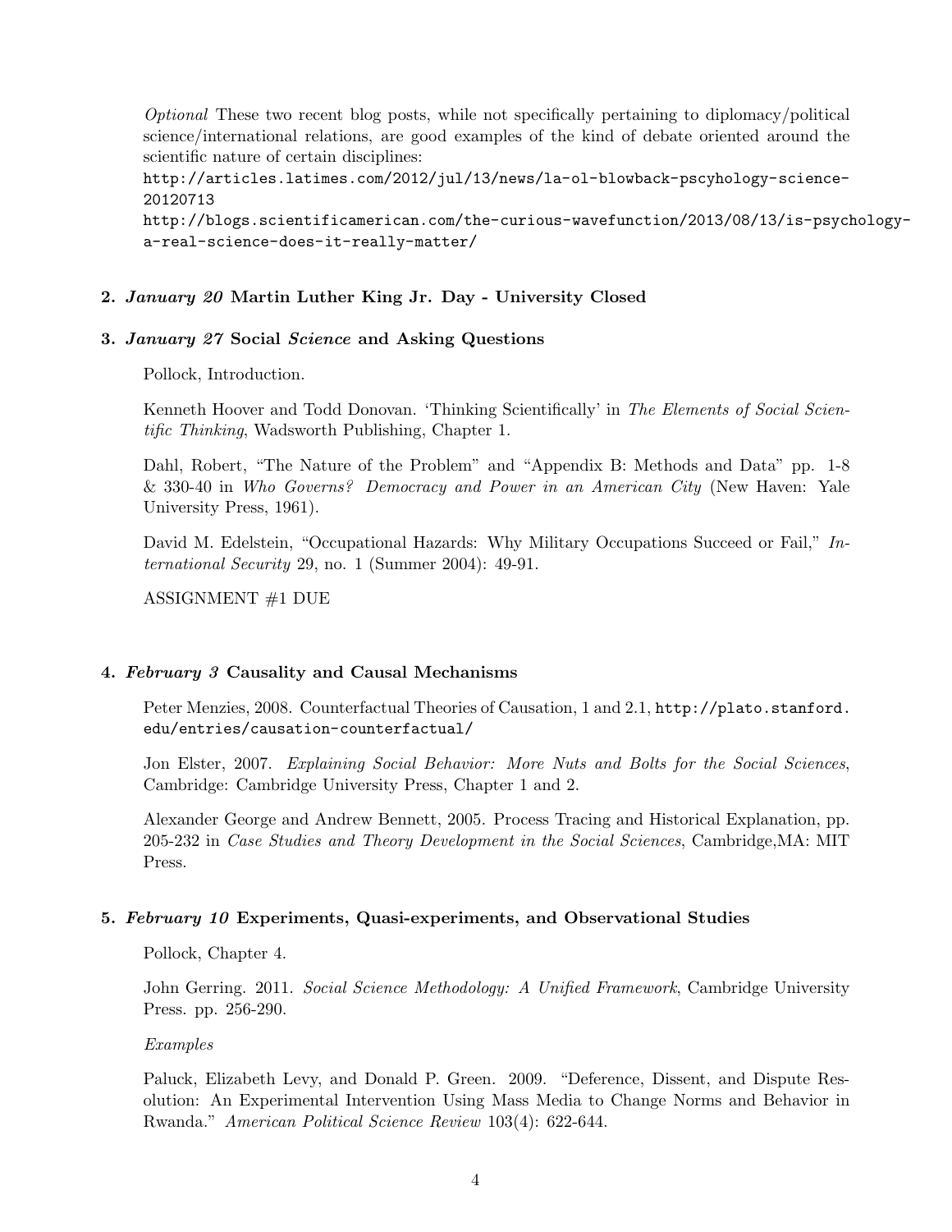*Optional* These two recent blog posts, while not specifically pertaining to diplomacy/political science/international relations, are good examples of the kind of debate oriented around the scientific nature of certain disciplines:
`http://articles.latimes.com/2012/jul/13/news/la-ol-blowback-pscyhology-science-20120713`
`http://blogs.scientificamerican.com/the-curious-wavefunction/2013/08/13/is-psychology-a-real-science-does-it-really-matter/`

### 2. *January 20* Martin Luther King Jr. Day - University Closed

### 3. *January 27* Social *Science* and Asking Questions

Pollock, Introduction.

Kenneth Hoover and Todd Donovan. 'Thinking Scientifically' in *The Elements of Social Scientific Thinking*, Wadsworth Publishing, Chapter 1.

Dahl, Robert, "The Nature of the Problem" and "Appendix B: Methods and Data" pp. 1-8 & 330-40 in *Who Governs? Democracy and Power in an American City* (New Haven: Yale University Press, 1961).

David M. Edelstein, "Occupational Hazards: Why Military Occupations Succeed or Fail," *International Security* 29, no. 1 (Summer 2004): 49-91.

ASSIGNMENT #1 DUE

### 4. *February 3* Causality and Causal Mechanisms

Peter Menzies, 2008. Counterfactual Theories of Causation, 1 and 2.1, `http://plato.stanford.edu/entries/causation-counterfactual/`

Jon Elster, 2007. *Explaining Social Behavior: More Nuts and Bolts for the Social Sciences*, Cambridge: Cambridge University Press, Chapter 1 and 2.

Alexander George and Andrew Bennett, 2005. Process Tracing and Historical Explanation, pp. 205-232 in *Case Studies and Theory Development in the Social Sciences*, Cambridge,MA: MIT Press.

### 5. *February 10* Experiments, Quasi-experiments, and Observational Studies

Pollock, Chapter 4.

John Gerring. 2011. *Social Science Methodology: A Unified Framework*, Cambridge University Press. pp. 256-290.

*Examples*

Paluck, Elizabeth Levy, and Donald P. Green. 2009. "Deference, Dissent, and Dispute Resolution: An Experimental Intervention Using Mass Media to Change Norms and Behavior in Rwanda." *American Political Science Review* 103(4): 622-644.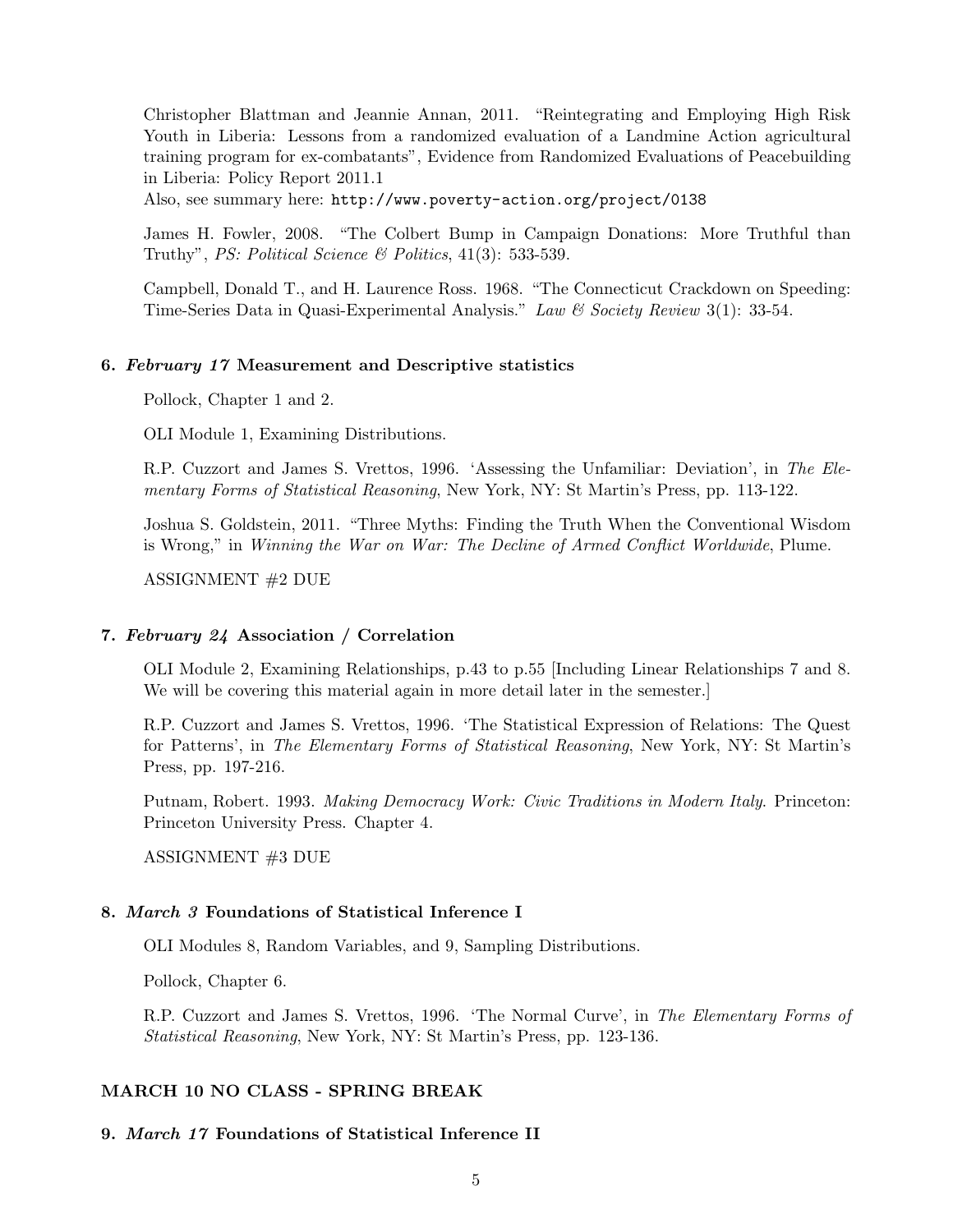Christopher Blattman and Jeannie Annan, 2011. "Reintegrating and Employing High Risk Youth in Liberia: Lessons from a randomized evaluation of a Landmine Action agricultural training program for ex-combatants", Evidence from Randomized Evaluations of Peacebuilding in Liberia: Policy Report 2011.1

Also, see summary here: `http://www.poverty-action.org/project/0138`

James H. Fowler, 2008. "The Colbert Bump in Campaign Donations: More Truthful than Truthy", *PS: Political Science & Politics*, 41(3): 533-539.

Campbell, Donald T., and H. Laurence Ross. 1968. "The Connecticut Crackdown on Speeding: Time-Series Data in Quasi-Experimental Analysis." *Law & Society Review* 3(1): 33-54.

### 6. *February 17* Measurement and Descriptive statistics

Pollock, Chapter 1 and 2.

OLI Module 1, Examining Distributions.

R.P. Cuzzort and James S. Vrettos, 1996. 'Assessing the Unfamiliar: Deviation', in *The Elementary Forms of Statistical Reasoning*, New York, NY: St Martin's Press, pp. 113-122.

Joshua S. Goldstein, 2011. "Three Myths: Finding the Truth When the Conventional Wisdom is Wrong," in *Winning the War on War: The Decline of Armed Conflict Worldwide*, Plume.

ASSIGNMENT #2 DUE

### 7. *February 24* Association / Correlation

OLI Module 2, Examining Relationships, p.43 to p.55 [Including Linear Relationships 7 and 8. We will be covering this material again in more detail later in the semester.]

R.P. Cuzzort and James S. Vrettos, 1996. 'The Statistical Expression of Relations: The Quest for Patterns', in *The Elementary Forms of Statistical Reasoning*, New York, NY: St Martin's Press, pp. 197-216.

Putnam, Robert. 1993. *Making Democracy Work: Civic Traditions in Modern Italy*. Princeton: Princeton University Press. Chapter 4.

ASSIGNMENT #3 DUE

### 8. *March 3* Foundations of Statistical Inference I

OLI Modules 8, Random Variables, and 9, Sampling Distributions.

Pollock, Chapter 6.

R.P. Cuzzort and James S. Vrettos, 1996. 'The Normal Curve', in *The Elementary Forms of Statistical Reasoning*, New York, NY: St Martin's Press, pp. 123-136.

## MARCH 10 NO CLASS - SPRING BREAK

### 9. *March 17* Foundations of Statistical Inference II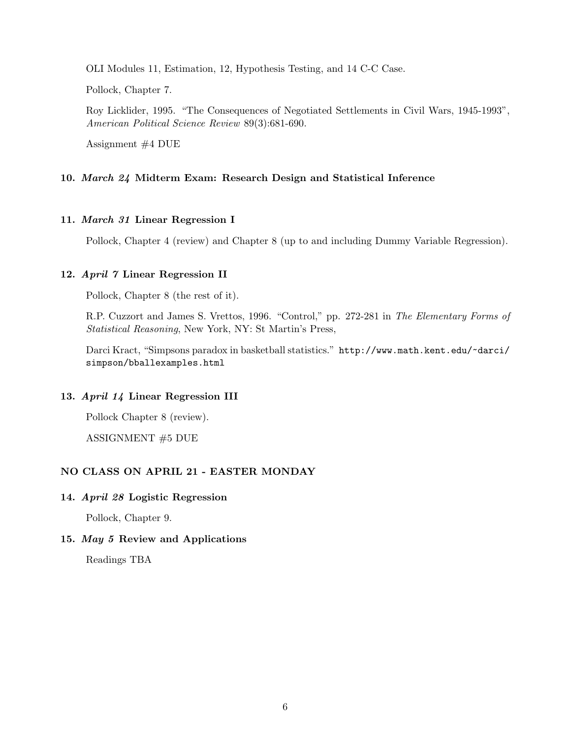OLI Modules 11, Estimation, 12, Hypothesis Testing, and 14 C-C Case.

Pollock, Chapter 7.

Roy Licklider, 1995. "The Consequences of Negotiated Settlements in Civil Wars, 1945-1993", *American Political Science Review* 89(3):681-690.

Assignment #4 DUE

### 10. *March 24* Midterm Exam: Research Design and Statistical Inference

### 11. *March 31* Linear Regression I

Pollock, Chapter 4 (review) and Chapter 8 (up to and including Dummy Variable Regression).

### 12. *April 7* Linear Regression II

Pollock, Chapter 8 (the rest of it).

R.P. Cuzzort and James S. Vrettos, 1996. "Control," pp. 272-281 in *The Elementary Forms of Statistical Reasoning*, New York, NY: St Martin's Press,

Darci Kract, "Simpsons paradox in basketball statistics." `http://www.math.kent.edu/~darci/simpson/bballexamples.html`

### 13. *April 14* Linear Regression III

Pollock Chapter 8 (review).

ASSIGNMENT #5 DUE

### NO CLASS ON APRIL 21 - EASTER MONDAY

### 14. *April 28* Logistic Regression

Pollock, Chapter 9.

### 15. *May 5* Review and Applications

Readings TBA